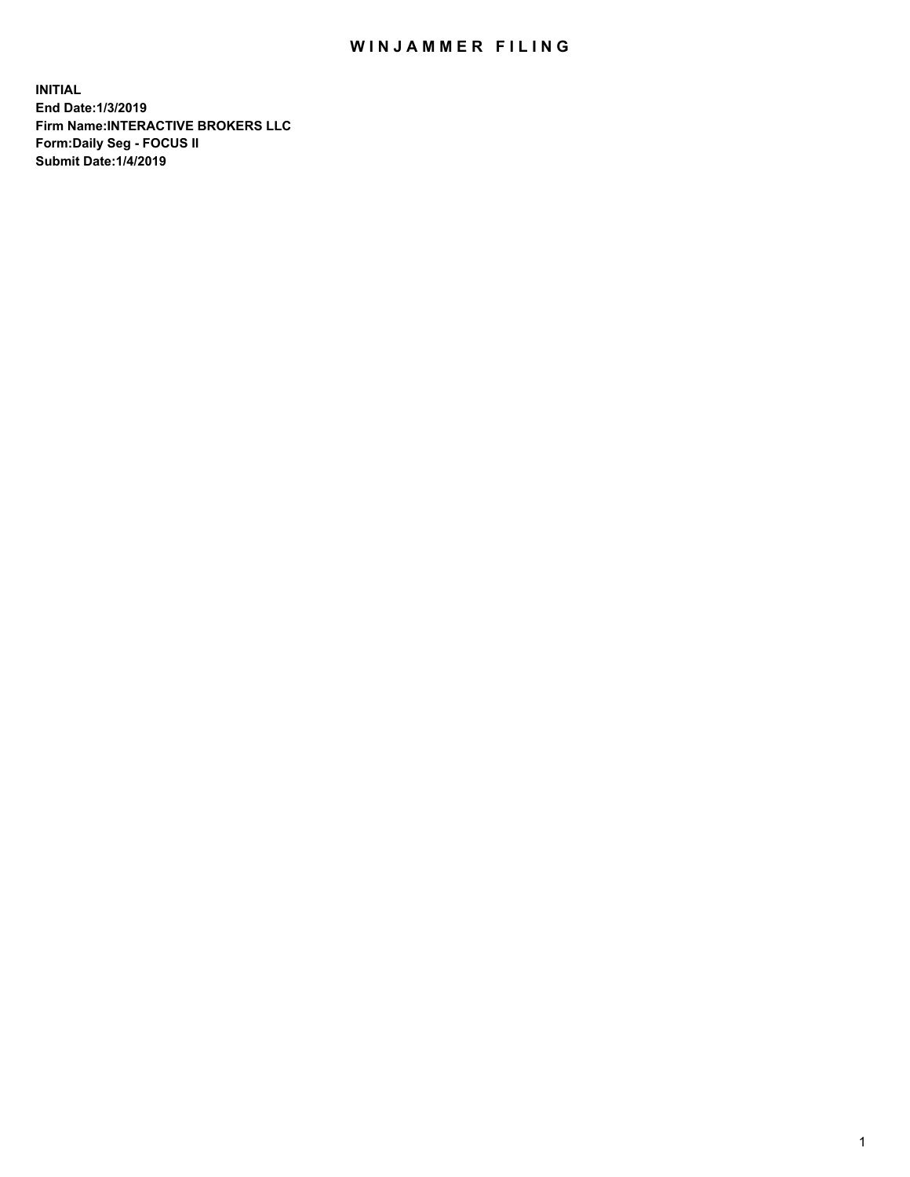# WINJAMMER FILING

**INITIAL**
**End Date:1/3/2019**
**Firm Name:INTERACTIVE BROKERS LLC**
**Form:Daily Seg - FOCUS II**
**Submit Date:1/4/2019**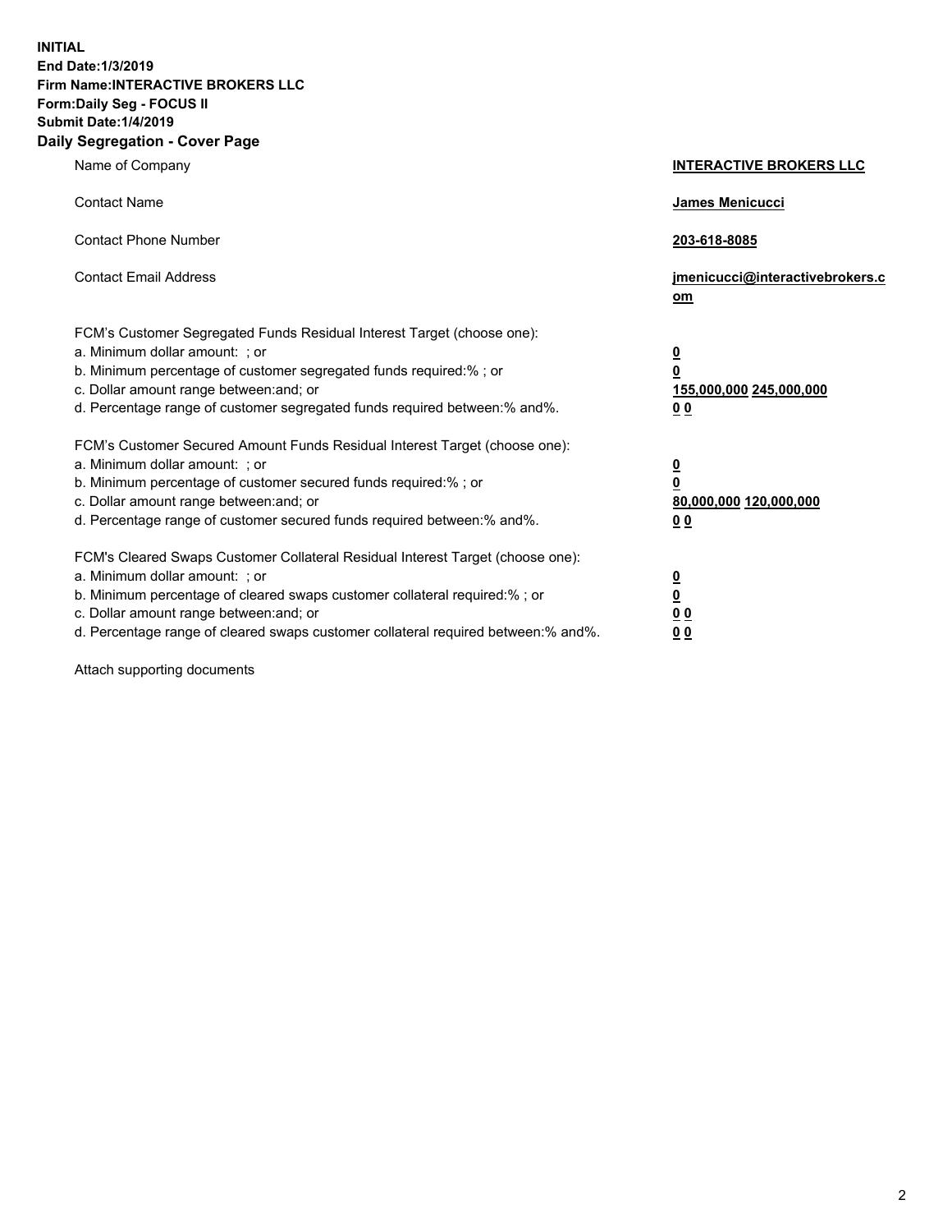**INITIAL**
**End Date:1/3/2019**
**Firm Name:INTERACTIVE BROKERS LLC**
**Form:Daily Seg - FOCUS II**
**Submit Date:1/4/2019**
**Daily Segregation - Cover Page**

| | |
|---|---|
| Name of Company | **INTERACTIVE BROKERS LLC** |
| Contact Name | **James Menicucci** |
| Contact Phone Number | **203-618-8085** |
| Contact Email Address | **jmenicucci@interactivebrokers.com** |
| FCM's Customer Segregated Funds Residual Interest Target (choose one): | |
| a. Minimum dollar amount: ; or | **0** |
| b. Minimum percentage of customer segregated funds required:% ; or | **0** |
| c. Dollar amount range between:and; or | **155,000,000 245,000,000** |
| d. Percentage range of customer segregated funds required between:% and%. | **0 0** |
| FCM's Customer Secured Amount Funds Residual Interest Target (choose one): | |
| a. Minimum dollar amount: ; or | **0** |
| b. Minimum percentage of customer secured funds required:% ; or | **0** |
| c. Dollar amount range between:and; or | **80,000,000 120,000,000** |
| d. Percentage range of customer secured funds required between:% and%. | **0 0** |
| FCM's Cleared Swaps Customer Collateral Residual Interest Target (choose one): | |
| a. Minimum dollar amount: ; or | **0** |
| b. Minimum percentage of cleared swaps customer collateral required:% ; or | **0** |
| c. Dollar amount range between:and; or | **0 0** |
| d. Percentage range of cleared swaps customer collateral required between:% and%. | **0 0** |

Attach supporting documents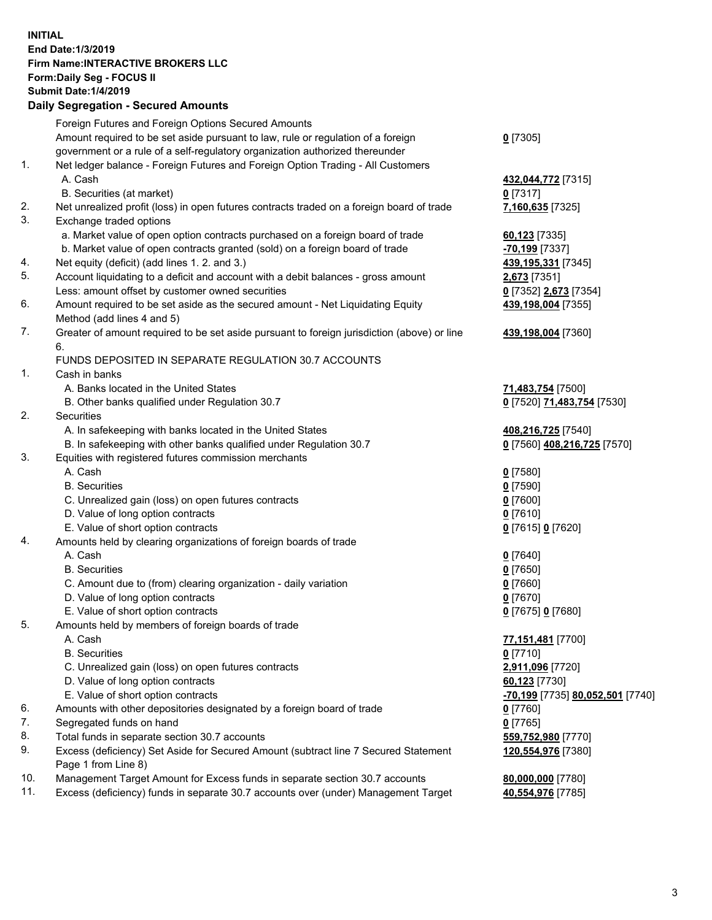**INITIAL**
**End Date:1/3/2019**
**Firm Name:INTERACTIVE BROKERS LLC**
**Form:Daily Seg - FOCUS II**
**Submit Date:1/4/2019**
**Daily Segregation - Secured Amounts**

| | | |
|---|---|---|
| | Foreign Futures and Foreign Options Secured Amounts | |
| | Amount required to be set aside pursuant to law, rule or regulation of a foreign government or a rule of a self-regulatory organization authorized thereunder | **0** [7305] |
| 1. | Net ledger balance - Foreign Futures and Foreign Option Trading - All Customers | |
| | A. Cash | **432,044,772** [7315] |
| | B. Securities (at market) | **0** [7317] |
| 2. | Net unrealized profit (loss) in open futures contracts traded on a foreign board of trade | **7,160,635** [7325] |
| 3. | Exchange traded options | |
| | a. Market value of open option contracts purchased on a foreign board of trade | **60,123** [7335] |
| | b. Market value of open contracts granted (sold) on a foreign board of trade | **-70,199** [7337] |
| 4. | Net equity (deficit) (add lines 1. 2. and 3.) | **439,195,331** [7345] |
| 5. | Account liquidating to a deficit and account with a debit balances - gross amount | **2,673** [7351] |
| | Less: amount offset by customer owned securities | **0** [7352] **2,673** [7354] |
| 6. | Amount required to be set aside as the secured amount - Net Liquidating Equity Method (add lines 4 and 5) | **439,198,004** [7355] |
| 7. | Greater of amount required to be set aside pursuant to foreign jurisdiction (above) or line 6. | **439,198,004** [7360] |
| | FUNDS DEPOSITED IN SEPARATE REGULATION 30.7 ACCOUNTS | |
| 1. | Cash in banks | |
| | A. Banks located in the United States | **71,483,754** [7500] |
| | B. Other banks qualified under Regulation 30.7 | **0** [7520] **71,483,754** [7530] |
| 2. | Securities | |
| | A. In safekeeping with banks located in the United States | **408,216,725** [7540] |
| | B. In safekeeping with other banks qualified under Regulation 30.7 | **0** [7560] **408,216,725** [7570] |
| 3. | Equities with registered futures commission merchants | |
| | A. Cash | **0** [7580] |
| | B. Securities | **0** [7590] |
| | C. Unrealized gain (loss) on open futures contracts | **0** [7600] |
| | D. Value of long option contracts | **0** [7610] |
| | E. Value of short option contracts | **0** [7615] **0** [7620] |
| 4. | Amounts held by clearing organizations of foreign boards of trade | |
| | A. Cash | **0** [7640] |
| | B. Securities | **0** [7650] |
| | C. Amount due to (from) clearing organization - daily variation | **0** [7660] |
| | D. Value of long option contracts | **0** [7670] |
| | E. Value of short option contracts | **0** [7675] **0** [7680] |
| 5. | Amounts held by members of foreign boards of trade | |
| | A. Cash | **77,151,481** [7700] |
| | B. Securities | **0** [7710] |
| | C. Unrealized gain (loss) on open futures contracts | **2,911,096** [7720] |
| | D. Value of long option contracts | **60,123** [7730] |
| | E. Value of short option contracts | **-70,199** [7735] **80,052,501** [7740] |
| 6. | Amounts with other depositories designated by a foreign board of trade | **0** [7760] |
| 7. | Segregated funds on hand | **0** [7765] |
| 8. | Total funds in separate section 30.7 accounts | **559,752,980** [7770] |
| 9. | Excess (deficiency) Set Aside for Secured Amount (subtract line 7 Secured Statement Page 1 from Line 8) | **120,554,976** [7380] |
| 10. | Management Target Amount for Excess funds in separate section 30.7 accounts | **80,000,000** [7780] |
| 11. | Excess (deficiency) funds in separate 30.7 accounts over (under) Management Target | **40,554,976** [7785] |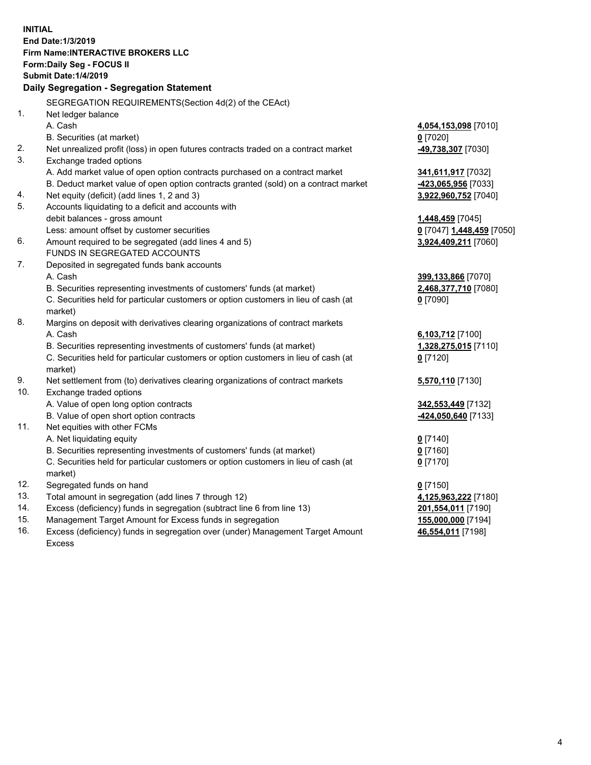**INITIAL**
**End Date:1/3/2019**
**Firm Name:INTERACTIVE BROKERS LLC**
**Form:Daily Seg - FOCUS II**
**Submit Date:1/4/2019**

### Daily Segregation - Segregation Statement

| | | |
|---|---|---|
| | SEGREGATION REQUIREMENTS(Section 4d(2) of the CEAct) | |
| 1. | Net ledger balance | |
| | A. Cash | **4,054,153,098** [7010] |
| | B. Securities (at market) | **0** [7020] |
| 2. | Net unrealized profit (loss) in open futures contracts traded on a contract market | **-49,738,307** [7030] |
| 3. | Exchange traded options | |
| | A. Add market value of open option contracts purchased on a contract market | **341,611,917** [7032] |
| | B. Deduct market value of open option contracts granted (sold) on a contract market | **-423,065,956** [7033] |
| 4. | Net equity (deficit) (add lines 1, 2 and 3) | **3,922,960,752** [7040] |
| 5. | Accounts liquidating to a deficit and accounts with | |
| | debit balances - gross amount | **1,448,459** [7045] |
| | Less: amount offset by customer securities | **0** [7047] **1,448,459** [7050] |
| 6. | Amount required to be segregated (add lines 4 and 5) | **3,924,409,211** [7060] |
| | FUNDS IN SEGREGATED ACCOUNTS | |
| 7. | Deposited in segregated funds bank accounts | |
| | A. Cash | **399,133,866** [7070] |
| | B. Securities representing investments of customers' funds (at market) | **2,468,377,710** [7080] |
| | C. Securities held for particular customers or option customers in lieu of cash (at market) | **0** [7090] |
| 8. | Margins on deposit with derivatives clearing organizations of contract markets | |
| | A. Cash | **6,103,712** [7100] |
| | B. Securities representing investments of customers' funds (at market) | **1,328,275,015** [7110] |
| | C. Securities held for particular customers or option customers in lieu of cash (at market) | **0** [7120] |
| 9. | Net settlement from (to) derivatives clearing organizations of contract markets | **5,570,110** [7130] |
| 10. | Exchange traded options | |
| | A. Value of open long option contracts | **342,553,449** [7132] |
| | B. Value of open short option contracts | **-424,050,640** [7133] |
| 11. | Net equities with other FCMs | |
| | A. Net liquidating equity | **0** [7140] |
| | B. Securities representing investments of customers' funds (at market) | **0** [7160] |
| | C. Securities held for particular customers or option customers in lieu of cash (at market) | **0** [7170] |
| 12. | Segregated funds on hand | **0** [7150] |
| 13. | Total amount in segregation (add lines 7 through 12) | **4,125,963,222** [7180] |
| 14. | Excess (deficiency) funds in segregation (subtract line 6 from line 13) | **201,554,011** [7190] |
| 15. | Management Target Amount for Excess funds in segregation | **155,000,000** [7194] |
| 16. | Excess (deficiency) funds in segregation over (under) Management Target Amount Excess | **46,554,011** [7198] |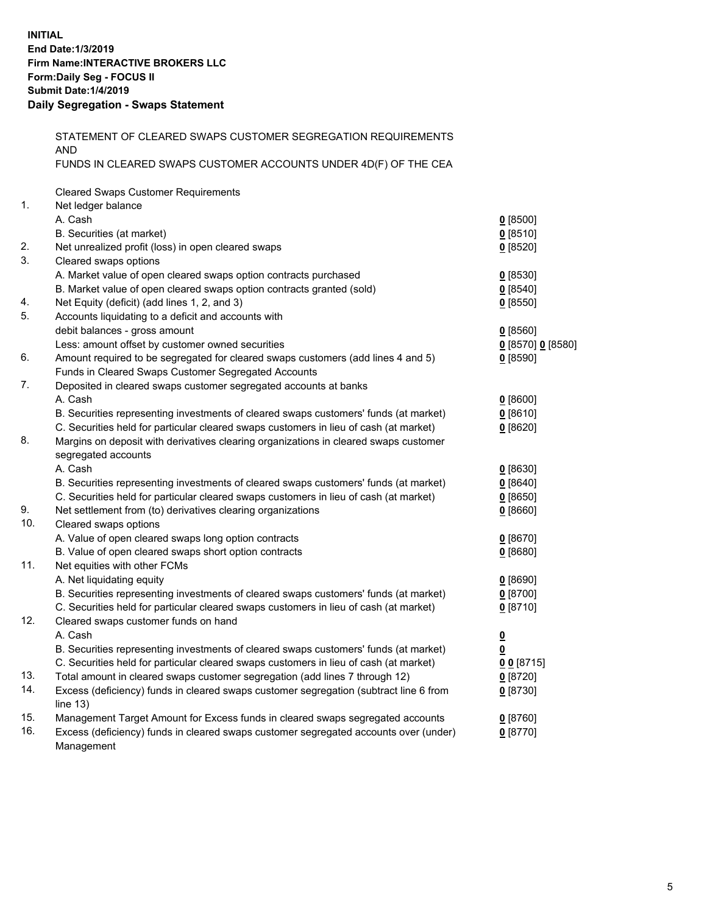**INITIAL**
**End Date:1/3/2019**
**Firm Name:INTERACTIVE BROKERS LLC**
**Form:Daily Seg - FOCUS II**
**Submit Date:1/4/2019**
**Daily Segregation - Swaps Statement**

STATEMENT OF CLEARED SWAPS CUSTOMER SEGREGATION REQUIREMENTS AND FUNDS IN CLEARED SWAPS CUSTOMER ACCOUNTS UNDER 4D(F) OF THE CEA

| | | |
|---|---|---|
| | Cleared Swaps Customer Requirements | |
| 1. | Net ledger balance | |
| | A. Cash | 0 [8500] |
| | B. Securities (at market) | 0 [8510] |
| 2. | Net unrealized profit (loss) in open cleared swaps | 0 [8520] |
| 3. | Cleared swaps options | |
| | A. Market value of open cleared swaps option contracts purchased | 0 [8530] |
| | B. Market value of open cleared swaps option contracts granted (sold) | 0 [8540] |
| 4. | Net Equity (deficit) (add lines 1, 2, and 3) | 0 [8550] |
| 5. | Accounts liquidating to a deficit and accounts with debit balances - gross amount | 0 [8560] |
| | Less: amount offset by customer owned securities | 0 [8570] 0 [8580] |
| 6. | Amount required to be segregated for cleared swaps customers (add lines 4 and 5) | 0 [8590] |
| | Funds in Cleared Swaps Customer Segregated Accounts | |
| 7. | Deposited in cleared swaps customer segregated accounts at banks | |
| | A. Cash | 0 [8600] |
| | B. Securities representing investments of cleared swaps customers' funds (at market) | 0 [8610] |
| | C. Securities held for particular cleared swaps customers in lieu of cash (at market) | 0 [8620] |
| 8. | Margins on deposit with derivatives clearing organizations in cleared swaps customer segregated accounts | |
| | A. Cash | 0 [8630] |
| | B. Securities representing investments of cleared swaps customers' funds (at market) | 0 [8640] |
| | C. Securities held for particular cleared swaps customers in lieu of cash (at market) | 0 [8650] |
| 9. | Net settlement from (to) derivatives clearing organizations | 0 [8660] |
| 10. | Cleared swaps options | |
| | A. Value of open cleared swaps long option contracts | 0 [8670] |
| | B. Value of open cleared swaps short option contracts | 0 [8680] |
| 11. | Net equities with other FCMs | |
| | A. Net liquidating equity | 0 [8690] |
| | B. Securities representing investments of cleared swaps customers' funds (at market) | 0 [8700] |
| | C. Securities held for particular cleared swaps customers in lieu of cash (at market) | 0 [8710] |
| 12. | Cleared swaps customer funds on hand | |
| | A. Cash | 0 |
| | B. Securities representing investments of cleared swaps customers' funds (at market) | 0 |
| | C. Securities held for particular cleared swaps customers in lieu of cash (at market) | 0 0 [8715] |
| 13. | Total amount in cleared swaps customer segregation (add lines 7 through 12) | 0 [8720] |
| 14. | Excess (deficiency) funds in cleared swaps customer segregation (subtract line 6 from line 13) | 0 [8730] |
| 15. | Management Target Amount for Excess funds in cleared swaps segregated accounts | 0 [8760] |
| 16. | Excess (deficiency) funds in cleared swaps customer segregated accounts over (under) Management | 0 [8770] |